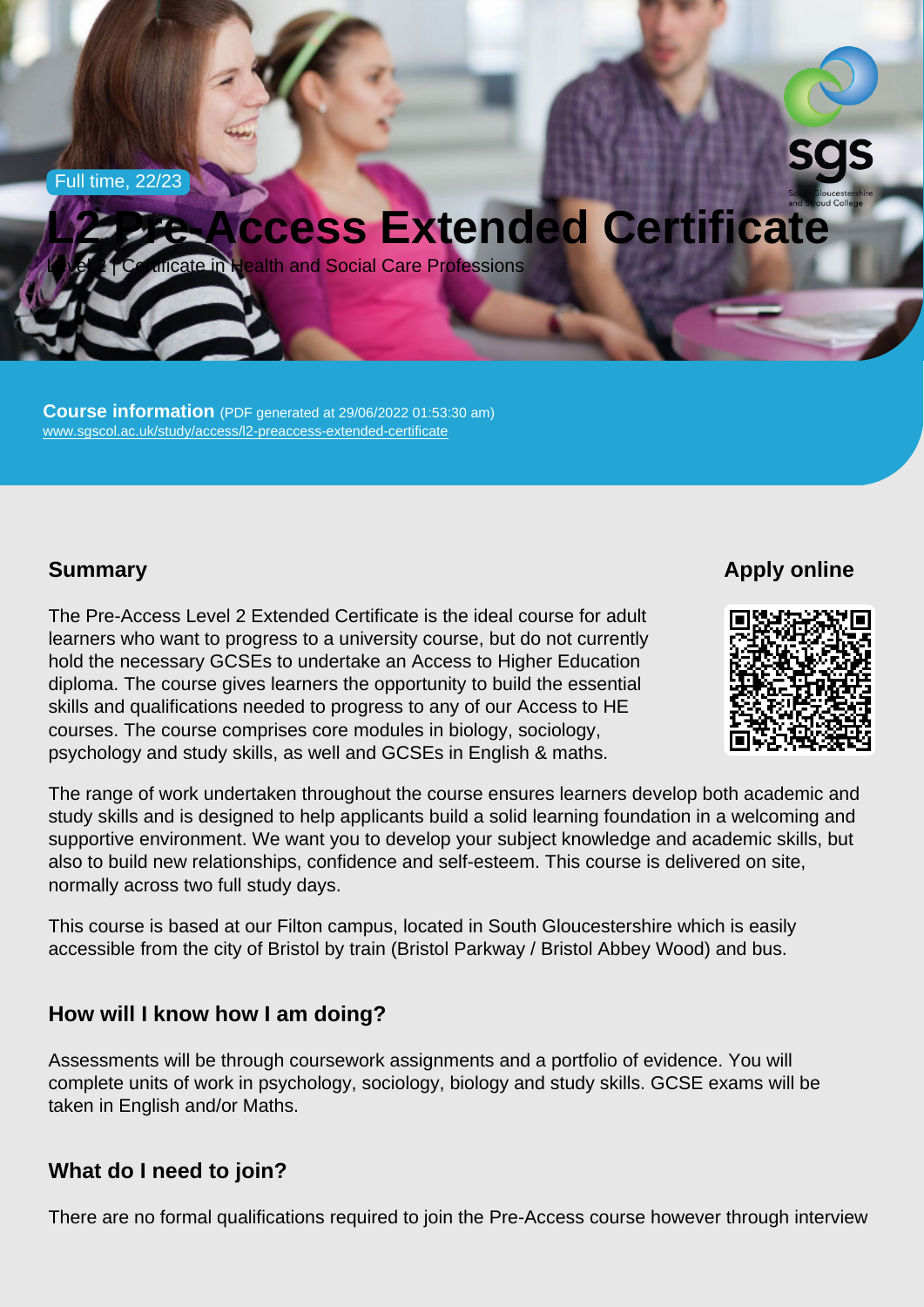Full time, 22/23

# L2 Pre-Access Extended Certificate

Level 2 | Certificate in Health and Social Care Professions

**Course information** (PDF generated at 29/06/2022 01:53:30 am)
www.sgscol.ac.uk/study/access/l2-preaccess-extended-certificate

## Summary

The Pre-Access Level 2 Extended Certificate is the ideal course for adult learners who want to progress to a university course, but do not currently hold the necessary GCSEs to undertake an Access to Higher Education diploma. The course gives learners the opportunity to build the essential skills and qualifications needed to progress to any of our Access to HE courses. The course comprises core modules in biology, sociology, psychology and study skills, as well and GCSEs in English & maths.

## Apply online

The range of work undertaken throughout the course ensures learners develop both academic and study skills and is designed to help applicants build a solid learning foundation in a welcoming and supportive environment. We want you to develop your subject knowledge and academic skills, but also to build new relationships, confidence and self-esteem. This course is delivered on site, normally across two full study days.

This course is based at our Filton campus, located in South Gloucestershire which is easily accessible from the city of Bristol by train (Bristol Parkway / Bristol Abbey Wood) and bus.

### How will I know how I am doing?

Assessments will be through coursework assignments and a portfolio of evidence. You will complete units of work in psychology, sociology, biology and study skills. GCSE exams will be taken in English and/or Maths.

### What do I need to join?

There are no formal qualifications required to join the Pre-Access course however through interview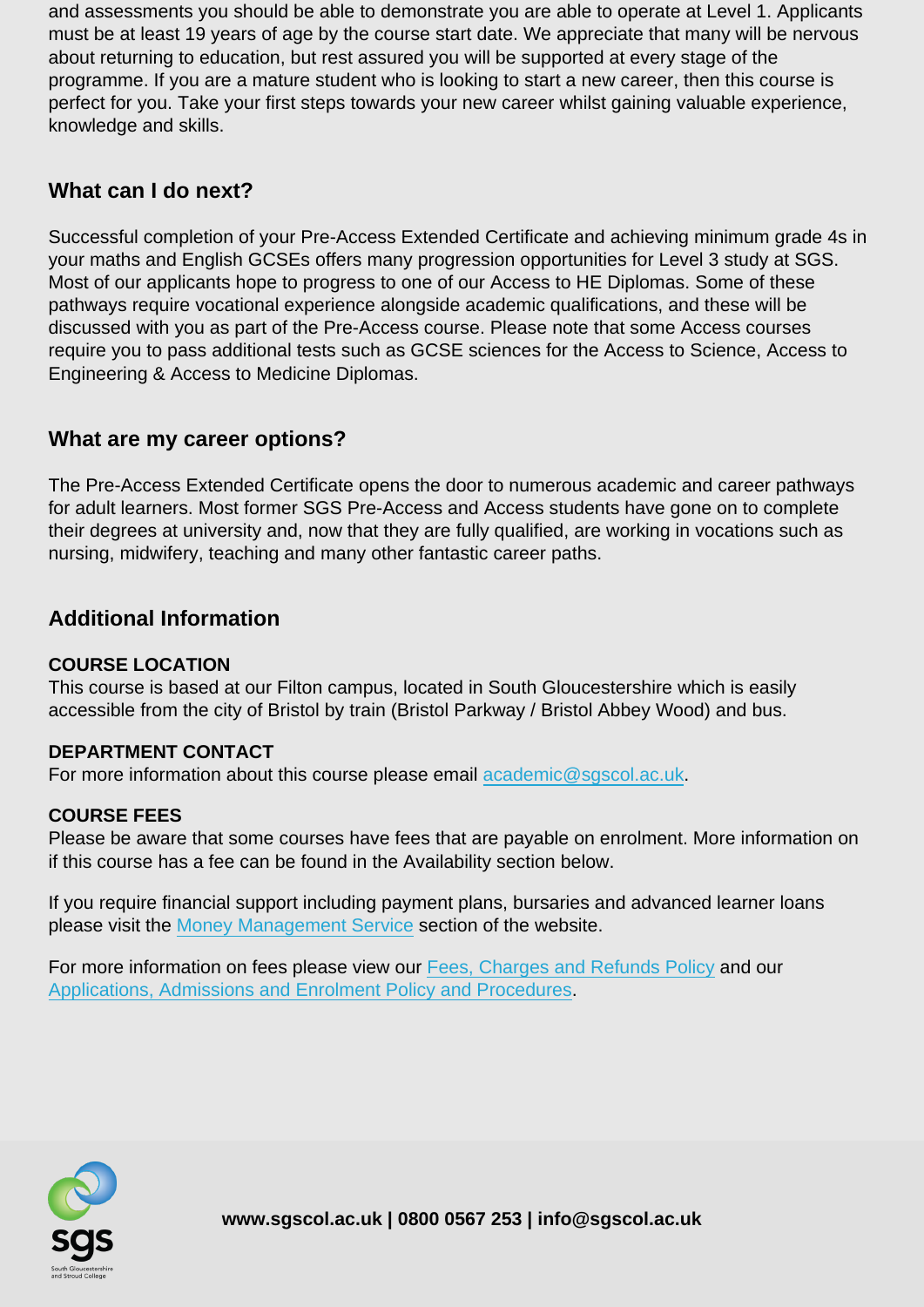and assessments you should be able to demonstrate you are able to operate at Level 1. Applicants must be at least 19 years of age by the course start date. We appreciate that many will be nervous about returning to education, but rest assured you will be supported at every stage of the programme. If you are a mature student who is looking to start a new career, then this course is perfect for you. Take your first steps towards your new career whilst gaining valuable experience, knowledge and skills.

## What can I do next?

Successful completion of your Pre-Access Extended Certificate and achieving minimum grade 4s in your maths and English GCSEs offers many progression opportunities for Level 3 study at SGS. Most of our applicants hope to progress to one of our Access to HE Diplomas. Some of these pathways require vocational experience alongside academic qualifications, and these will be discussed with you as part of the Pre-Access course. Please note that some Access courses require you to pass additional tests such as GCSE sciences for the Access to Science, Access to Engineering & Access to Medicine Diplomas.

## What are my career options?

The Pre-Access Extended Certificate opens the door to numerous academic and career pathways for adult learners. Most former SGS Pre-Access and Access students have gone on to complete their degrees at university and, now that they are fully qualified, are working in vocations such as nursing, midwifery, teaching and many other fantastic career paths.

## Additional Information

**COURSE LOCATION**
This course is based at our Filton campus, located in South Gloucestershire which is easily accessible from the city of Bristol by train (Bristol Parkway / Bristol Abbey Wood) and bus.

**DEPARTMENT CONTACT**
For more information about this course please email academic@sgscol.ac.uk.

**COURSE FEES**
Please be aware that some courses have fees that are payable on enrolment. More information on if this course has a fee can be found in the Availability section below.

If you require financial support including payment plans, bursaries and advanced learner loans please visit the Money Management Service section of the website.

For more information on fees please view our Fees, Charges and Refunds Policy and our Applications, Admissions and Enrolment Policy and Procedures.

**www.sgscol.ac.uk | 0800 0567 253 | info@sgscol.ac.uk**